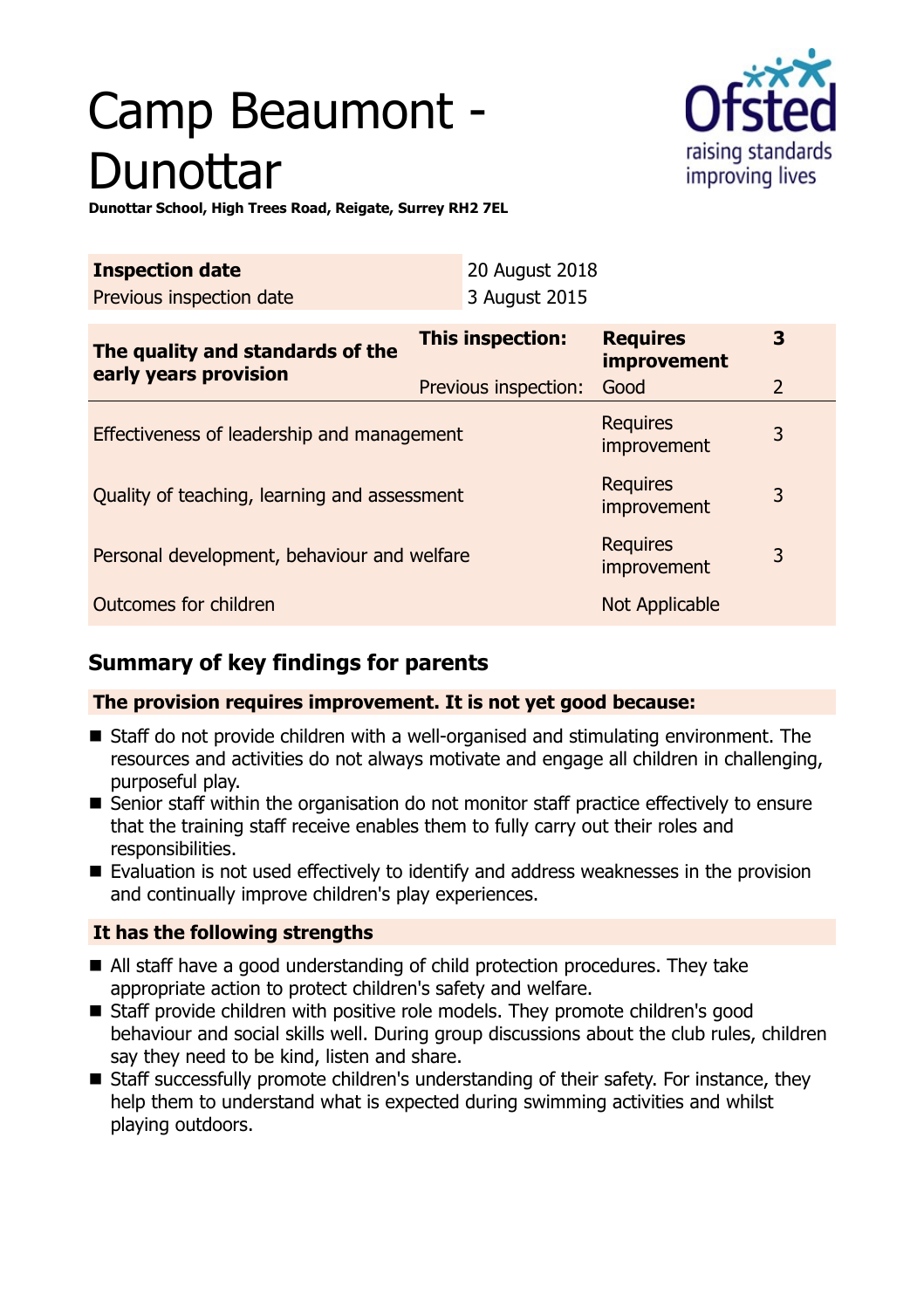# Camp Beaumont - Dunottar

**Dunottar School, High Trees Road, Reigate, Surrey RH2 7EL**

| **Inspection date** | 20 August 2018 |
|---|---|
| Previous inspection date | 3 August 2015 |

| **The quality and standards of the early years provision** | **This inspection:** | **Requires improvement** | **3** |
|---|---|---|---|
| | Previous inspection: | Good | 2 |
| Effectiveness of leadership and management | | Requires improvement | 3 |
| Quality of teaching, learning and assessment | | Requires improvement | 3 |
| Personal development, behaviour and welfare | | Requires improvement | 3 |
| Outcomes for children | | Not Applicable | |

## Summary of key findings for parents

**The provision requires improvement. It is not yet good because:**

- Staff do not provide children with a well-organised and stimulating environment. The resources and activities do not always motivate and engage all children in challenging, purposeful play.
- Senior staff within the organisation do not monitor staff practice effectively to ensure that the training staff receive enables them to fully carry out their roles and responsibilities.
- Evaluation is not used effectively to identify and address weaknesses in the provision and continually improve children's play experiences.

**It has the following strengths**

- All staff have a good understanding of child protection procedures. They take appropriate action to protect children's safety and welfare.
- Staff provide children with positive role models. They promote children's good behaviour and social skills well. During group discussions about the club rules, children say they need to be kind, listen and share.
- Staff successfully promote children's understanding of their safety. For instance, they help them to understand what is expected during swimming activities and whilst playing outdoors.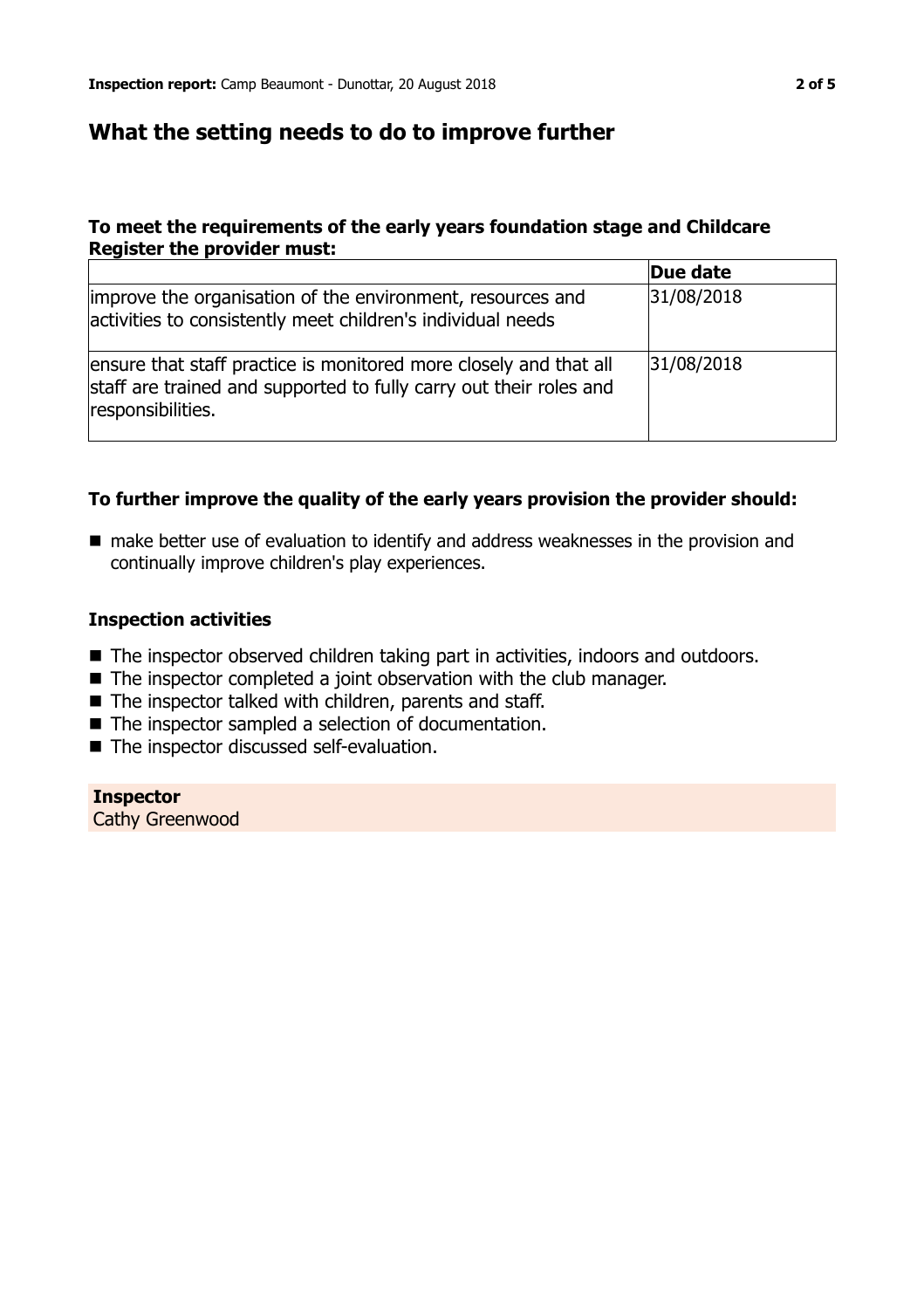## What the setting needs to do to improve further

### To meet the requirements of the early years foundation stage and Childcare Register the provider must:

| | Due date |
|---|---|
| improve the organisation of the environment, resources and activities to consistently meet children's individual needs | 31/08/2018 |
| ensure that staff practice is monitored more closely and that all staff are trained and supported to fully carry out their roles and responsibilities. | 31/08/2018 |

### To further improve the quality of the early years provision the provider should:

- make better use of evaluation to identify and address weaknesses in the provision and continually improve children's play experiences.

### Inspection activities

- The inspector observed children taking part in activities, indoors and outdoors.
- The inspector completed a joint observation with the club manager.
- The inspector talked with children, parents and staff.
- The inspector sampled a selection of documentation.
- The inspector discussed self-evaluation.

**Inspector**
Cathy Greenwood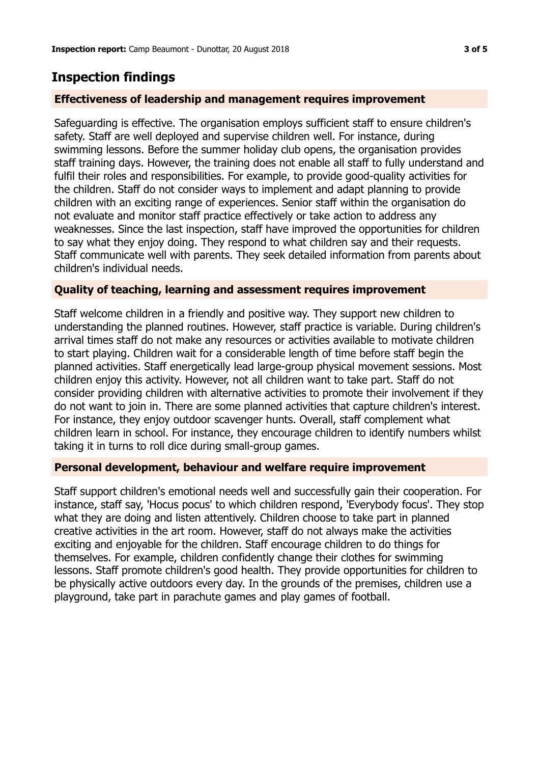## Inspection findings

### Effectiveness of leadership and management requires improvement

Safeguarding is effective. The organisation employs sufficient staff to ensure children's safety. Staff are well deployed and supervise children well. For instance, during swimming lessons. Before the summer holiday club opens, the organisation provides staff training days. However, the training does not enable all staff to fully understand and fulfil their roles and responsibilities. For example, to provide good-quality activities for the children. Staff do not consider ways to implement and adapt planning to provide children with an exciting range of experiences. Senior staff within the organisation do not evaluate and monitor staff practice effectively or take action to address any weaknesses. Since the last inspection, staff have improved the opportunities for children to say what they enjoy doing. They respond to what children say and their requests. Staff communicate well with parents. They seek detailed information from parents about children's individual needs.

### Quality of teaching, learning and assessment requires improvement

Staff welcome children in a friendly and positive way. They support new children to understanding the planned routines. However, staff practice is variable. During children's arrival times staff do not make any resources or activities available to motivate children to start playing. Children wait for a considerable length of time before staff begin the planned activities. Staff energetically lead large-group physical movement sessions. Most children enjoy this activity. However, not all children want to take part. Staff do not consider providing children with alternative activities to promote their involvement if they do not want to join in. There are some planned activities that capture children's interest. For instance, they enjoy outdoor scavenger hunts. Overall, staff complement what children learn in school. For instance, they encourage children to identify numbers whilst taking it in turns to roll dice during small-group games.

### Personal development, behaviour and welfare require improvement

Staff support children's emotional needs well and successfully gain their cooperation. For instance, staff say, 'Hocus pocus' to which children respond, 'Everybody focus'. They stop what they are doing and listen attentively. Children choose to take part in planned creative activities in the art room. However, staff do not always make the activities exciting and enjoyable for the children. Staff encourage children to do things for themselves. For example, children confidently change their clothes for swimming lessons. Staff promote children's good health. They provide opportunities for children to be physically active outdoors every day. In the grounds of the premises, children use a playground, take part in parachute games and play games of football.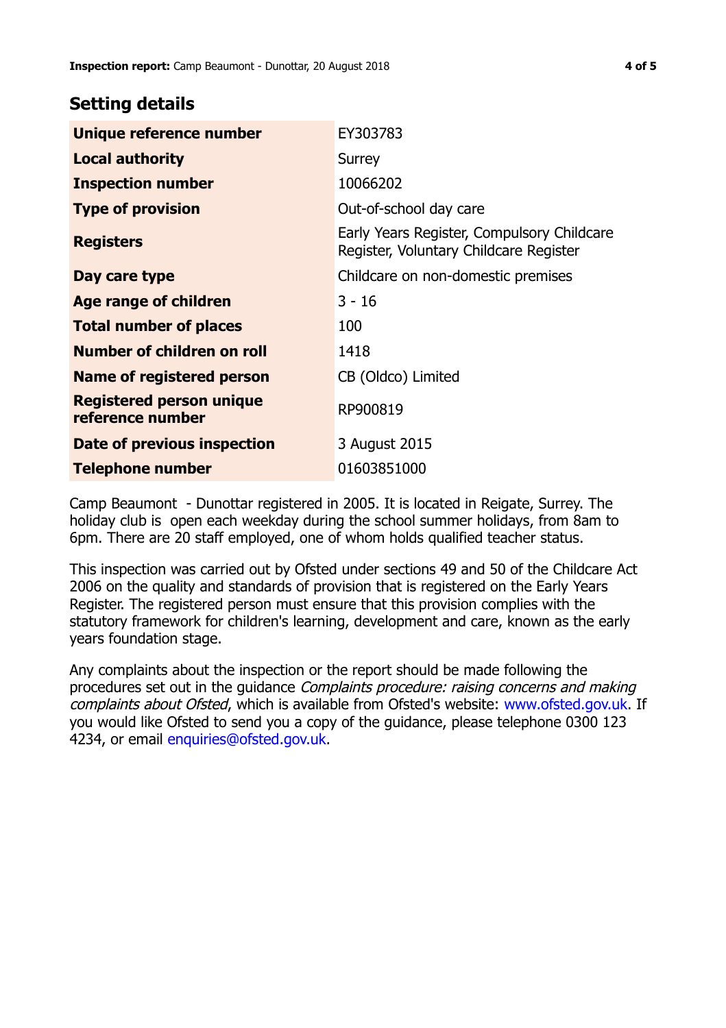## Setting details

| | |
|---|---|
| **Unique reference number** | EY303783 |
| **Local authority** | Surrey |
| **Inspection number** | 10066202 |
| **Type of provision** | Out-of-school day care |
| **Registers** | Early Years Register, Compulsory Childcare Register, Voluntary Childcare Register |
| **Day care type** | Childcare on non-domestic premises |
| **Age range of children** | 3 - 16 |
| **Total number of places** | 100 |
| **Number of children on roll** | 1418 |
| **Name of registered person** | CB (Oldco) Limited |
| **Registered person unique reference number** | RP900819 |
| **Date of previous inspection** | 3 August 2015 |
| **Telephone number** | 01603851000 |

Camp Beaumont - Dunottar registered in 2005. It is located in Reigate, Surrey. The holiday club is open each weekday during the school summer holidays, from 8am to 6pm. There are 20 staff employed, one of whom holds qualified teacher status.

This inspection was carried out by Ofsted under sections 49 and 50 of the Childcare Act 2006 on the quality and standards of provision that is registered on the Early Years Register. The registered person must ensure that this provision complies with the statutory framework for children's learning, development and care, known as the early years foundation stage.

Any complaints about the inspection or the report should be made following the procedures set out in the guidance *Complaints procedure: raising concerns and making complaints about Ofsted*, which is available from Ofsted's website: www.ofsted.gov.uk. If you would like Ofsted to send you a copy of the guidance, please telephone 0300 123 4234, or email enquiries@ofsted.gov.uk.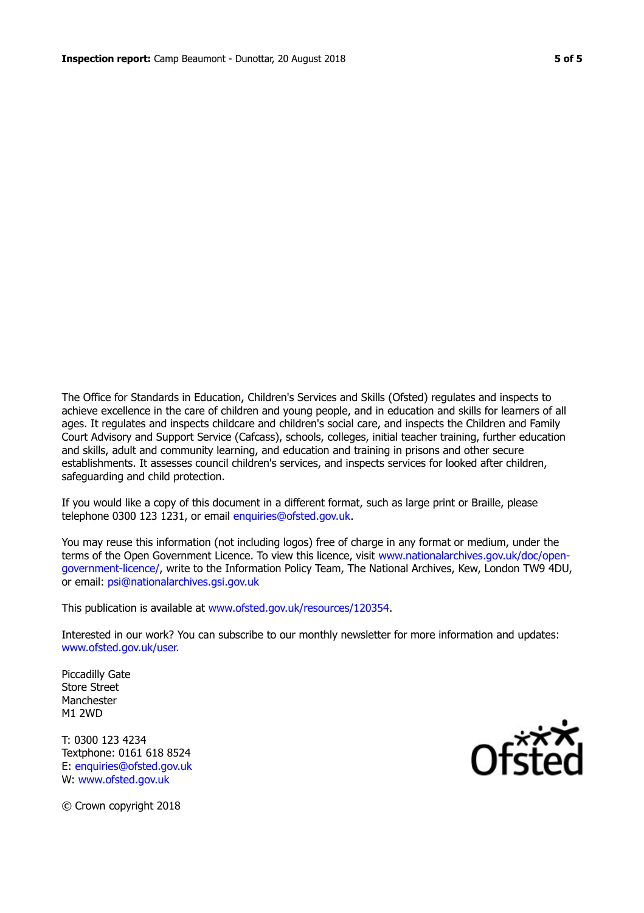The Office for Standards in Education, Children's Services and Skills (Ofsted) regulates and inspects to achieve excellence in the care of children and young people, and in education and skills for learners of all ages. It regulates and inspects childcare and children's social care, and inspects the Children and Family Court Advisory and Support Service (Cafcass), schools, colleges, initial teacher training, further education and skills, adult and community learning, and education and training in prisons and other secure establishments. It assesses council children's services, and inspects services for looked after children, safeguarding and child protection.

If you would like a copy of this document in a different format, such as large print or Braille, please telephone 0300 123 1231, or email enquiries@ofsted.gov.uk.

You may reuse this information (not including logos) free of charge in any format or medium, under the terms of the Open Government Licence. To view this licence, visit www.nationalarchives.gov.uk/doc/open-government-licence/, write to the Information Policy Team, The National Archives, Kew, London TW9 4DU, or email: psi@nationalarchives.gsi.gov.uk

This publication is available at www.ofsted.gov.uk/resources/120354.

Interested in our work? You can subscribe to our monthly newsletter for more information and updates: www.ofsted.gov.uk/user.

Piccadilly Gate
Store Street
Manchester
M1 2WD

T: 0300 123 4234
Textphone: 0161 618 8524
E: enquiries@ofsted.gov.uk
W: www.ofsted.gov.uk

© Crown copyright 2018

Ofsted